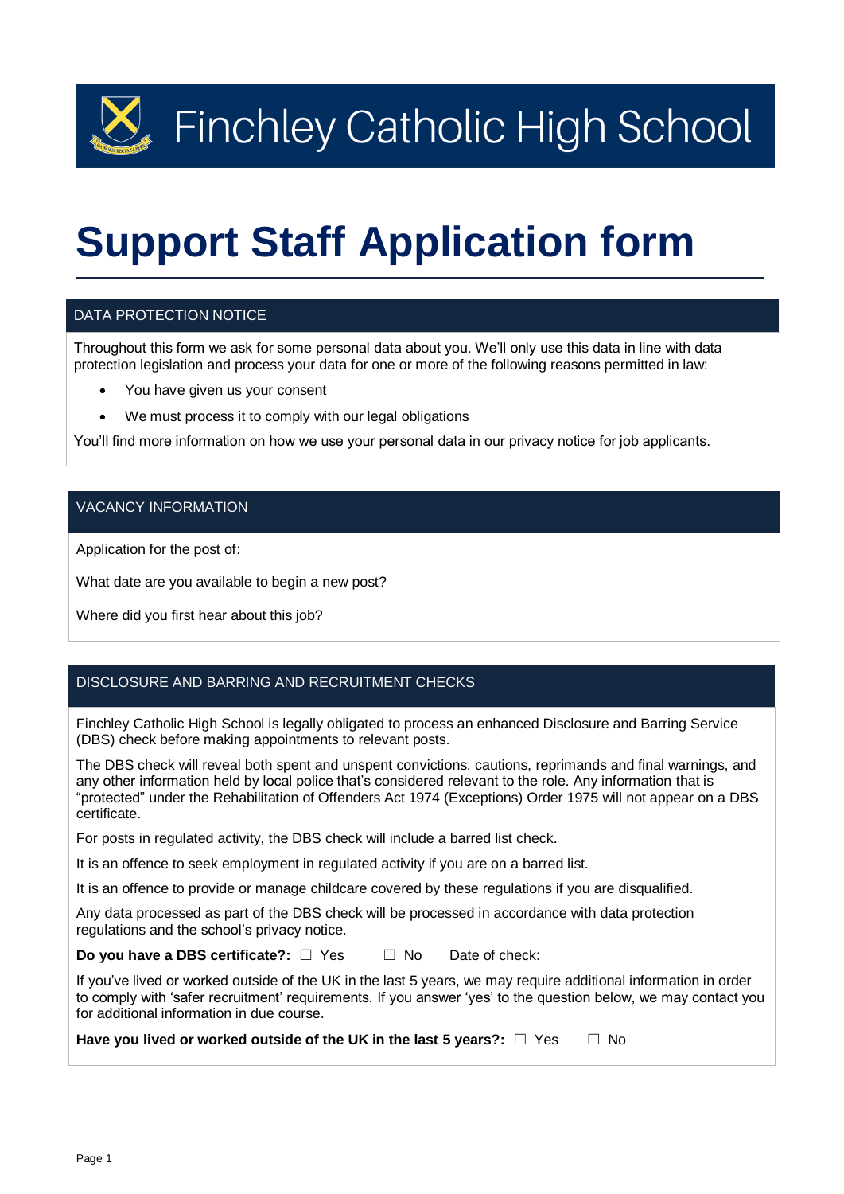Finchley Catholic High School

# Support Staff Application form

## DATA PROTECTION NOTICE

Throughout this form we ask for some personal data about you. We'll only use this data in line with data protection legislation and process your data for one or more of the following reasons permitted in law:

- You have given us your consent
- We must process it to comply with our legal obligations

You'll find more information on how we use your personal data in our privacy notice for job applicants.

## VACANCY INFORMATION

Application for the post of:

What date are you available to begin a new post?

Where did you first hear about this job?

## DISCLOSURE AND BARRING AND RECRUITMENT CHECKS

Finchley Catholic High School is legally obligated to process an enhanced Disclosure and Barring Service (DBS) check before making appointments to relevant posts.

The DBS check will reveal both spent and unspent convictions, cautions, reprimands and final warnings, and any other information held by local police that's considered relevant to the role. Any information that is "protected" under the Rehabilitation of Offenders Act 1974 (Exceptions) Order 1975 will not appear on a DBS certificate.

For posts in regulated activity, the DBS check will include a barred list check.

It is an offence to seek employment in regulated activity if you are on a barred list.

It is an offence to provide or manage childcare covered by these regulations if you are disqualified.

Any data processed as part of the DBS check will be processed in accordance with data protection regulations and the school's privacy notice.

**Do you have a DBS certificate?:** ☐ Yes ☐ No Date of check:

If you've lived or worked outside of the UK in the last 5 years, we may require additional information in order to comply with 'safer recruitment' requirements. If you answer 'yes' to the question below, we may contact you for additional information in due course.

**Have you lived or worked outside of the UK in the last 5 years?:** ☐ Yes ☐ No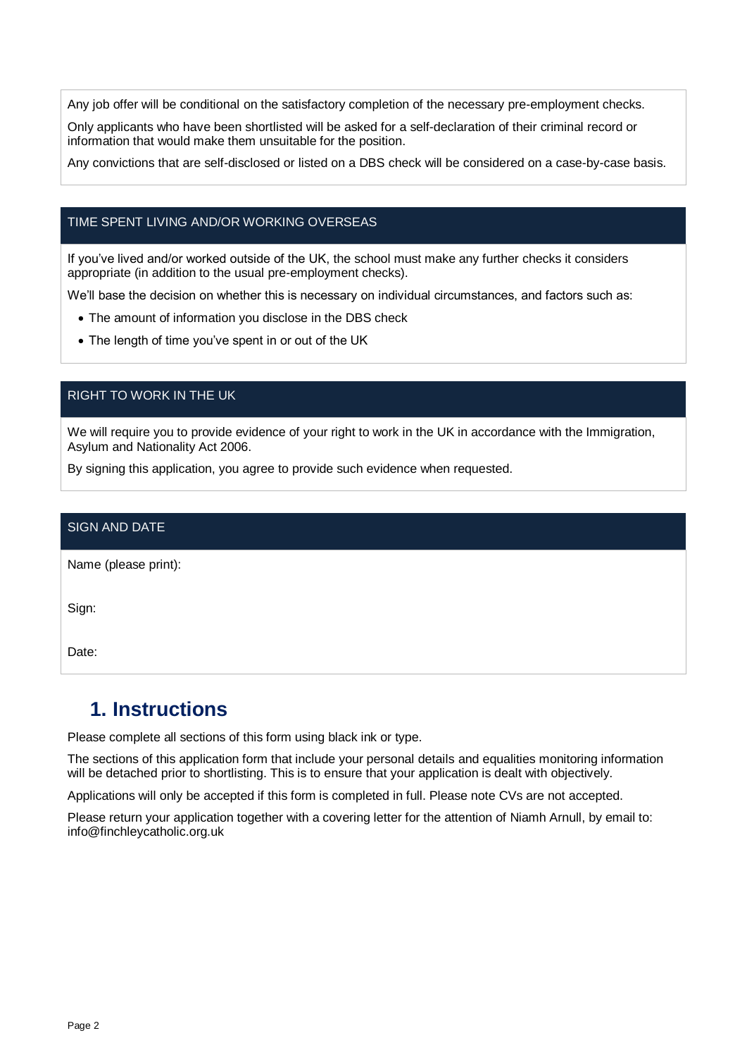Any job offer will be conditional on the satisfactory completion of the necessary pre-employment checks.

Only applicants who have been shortlisted will be asked for a self-declaration of their criminal record or information that would make them unsuitable for the position.

Any convictions that are self-disclosed or listed on a DBS check will be considered on a case-by-case basis.

### TIME SPENT LIVING AND/OR WORKING OVERSEAS

If you've lived and/or worked outside of the UK, the school must make any further checks it considers appropriate (in addition to the usual pre-employment checks).

We'll base the decision on whether this is necessary on individual circumstances, and factors such as:

- The amount of information you disclose in the DBS check
- The length of time you've spent in or out of the UK

### RIGHT TO WORK IN THE UK

We will require you to provide evidence of your right to work in the UK in accordance with the Immigration, Asylum and Nationality Act 2006.

By signing this application, you agree to provide such evidence when requested.

### SIGN AND DATE

Name (please print):

Sign:

Date:

## 1. Instructions

Please complete all sections of this form using black ink or type.

The sections of this application form that include your personal details and equalities monitoring information will be detached prior to shortlisting. This is to ensure that your application is dealt with objectively.

Applications will only be accepted if this form is completed in full. Please note CVs are not accepted.

Please return your application together with a covering letter for the attention of Niamh Arnull, by email to: info@finchleycatholic.org.uk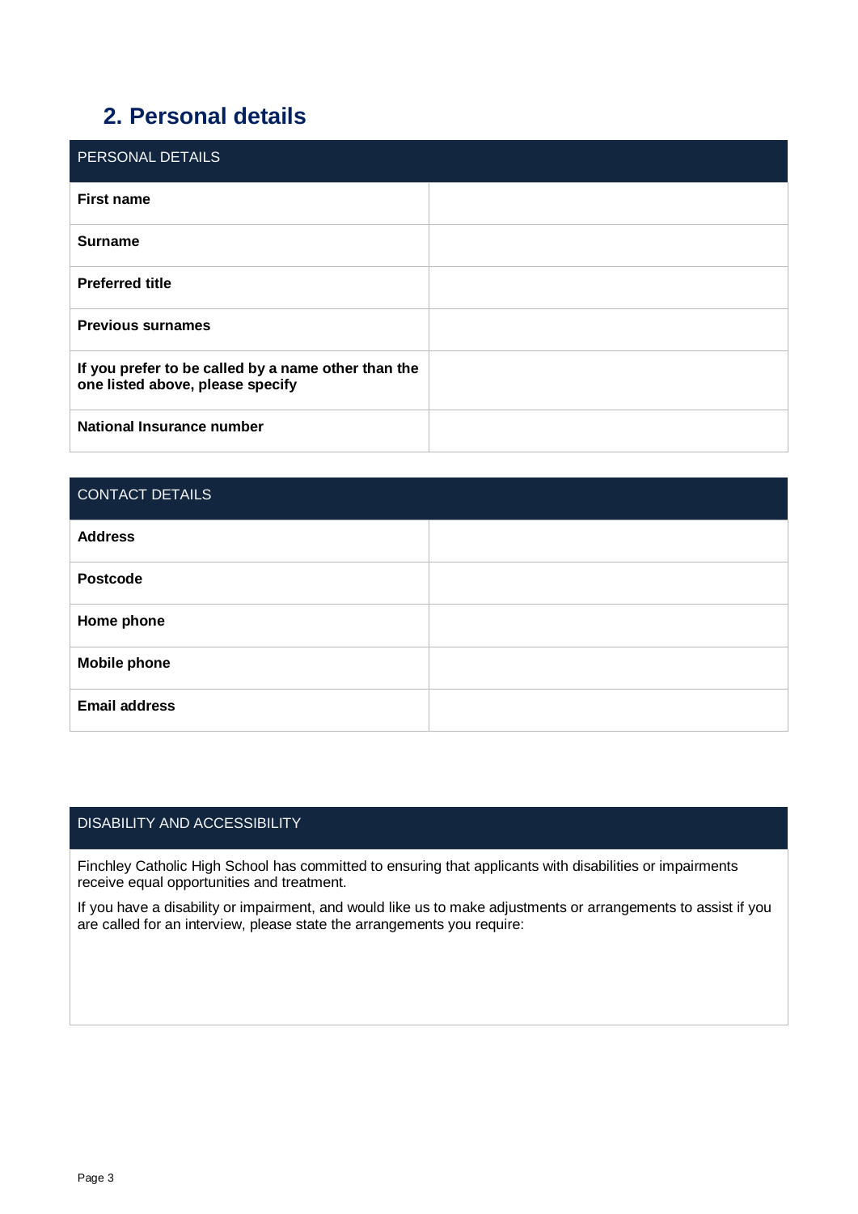## 2. Personal details

| PERSONAL DETAILS | |
|---|---|
| **First name** | |
| **Surname** | |
| **Preferred title** | |
| **Previous surnames** | |
| **If you prefer to be called by a name other than the one listed above, please specify** | |
| **National Insurance number** | |

| CONTACT DETAILS | |
|---|---|
| **Address** | |
| **Postcode** | |
| **Home phone** | |
| **Mobile phone** | |
| **Email address** | |

| DISABILITY AND ACCESSIBILITY |
|---|
| Finchley Catholic High School has committed to ensuring that applicants with disabilities or impairments receive equal opportunities and treatment.<br><br>If you have a disability or impairment, and would like us to make adjustments or arrangements to assist if you are called for an interview, please state the arrangements you require: |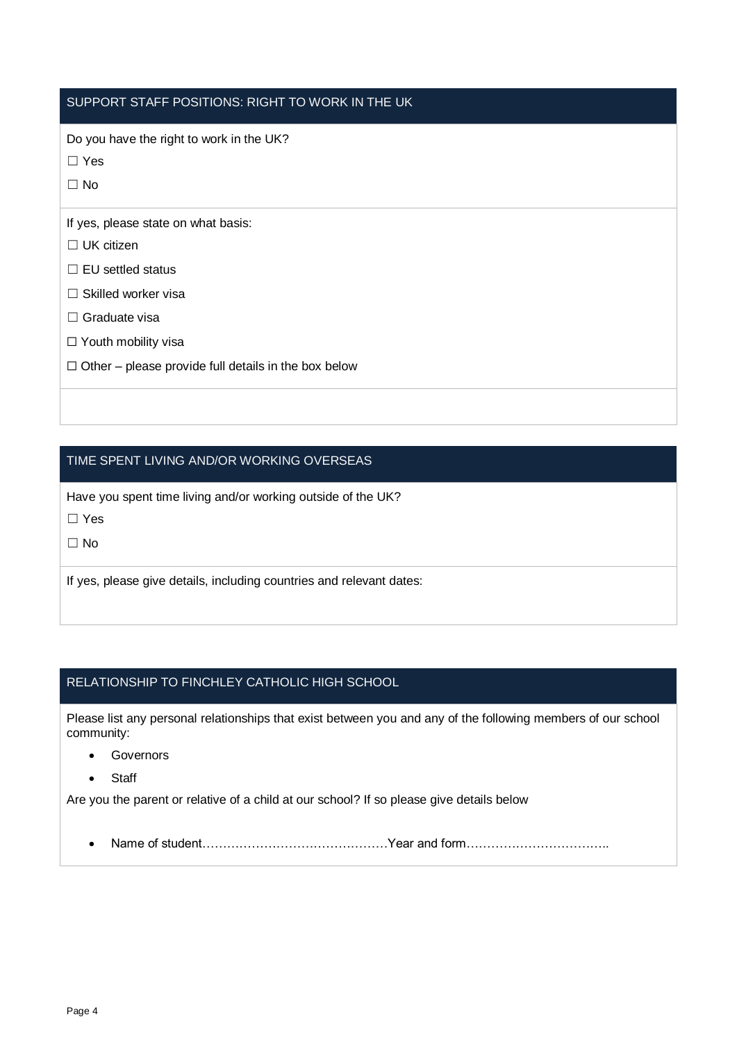## SUPPORT STAFF POSITIONS: RIGHT TO WORK IN THE UK

Do you have the right to work in the UK?

☐ Yes

☐ No

If yes, please state on what basis:

☐ UK citizen

☐ EU settled status

☐ Skilled worker visa

☐ Graduate visa

☐ Youth mobility visa

☐ Other – please provide full details in the box below

## TIME SPENT LIVING AND/OR WORKING OVERSEAS

Have you spent time living and/or working outside of the UK?

☐ Yes

☐ No

If yes, please give details, including countries and relevant dates:

## RELATIONSHIP TO FINCHLEY CATHOLIC HIGH SCHOOL

Please list any personal relationships that exist between you and any of the following members of our school community:

- Governors
- Staff

Are you the parent or relative of a child at our school? If so please give details below

- Name of student………………………………………Year and form……………………………..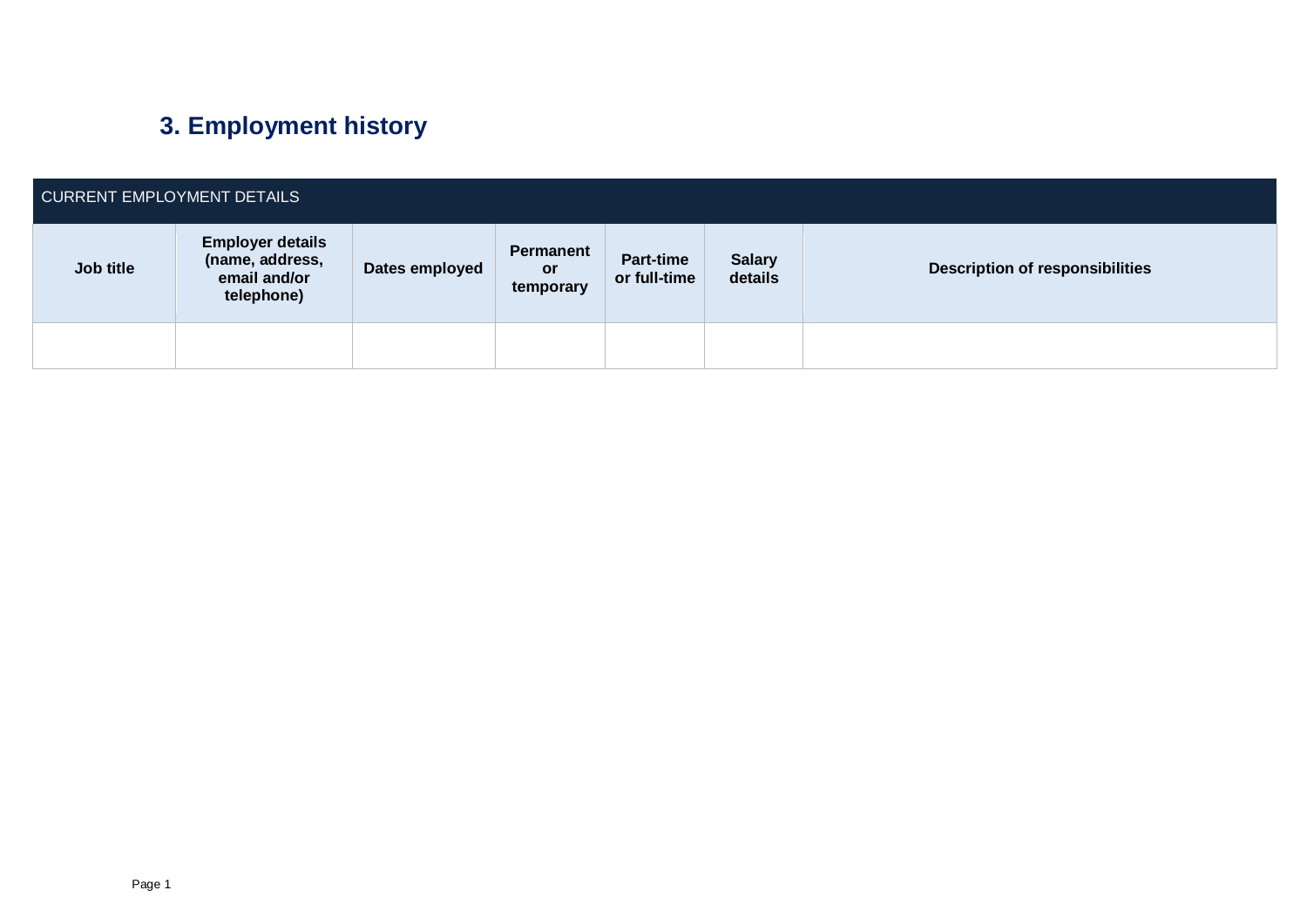## 3. Employment history

| CURRENT EMPLOYMENT DETAILS | | | | | | |
|---|---|---|---|---|---|---|
| **Job title** | **Employer details (name, address, email and/or telephone)** | **Dates employed** | **Permanent or temporary** | **Part-time or full-time** | **Salary details** | **Description of responsibilities** |
| | | | | | | |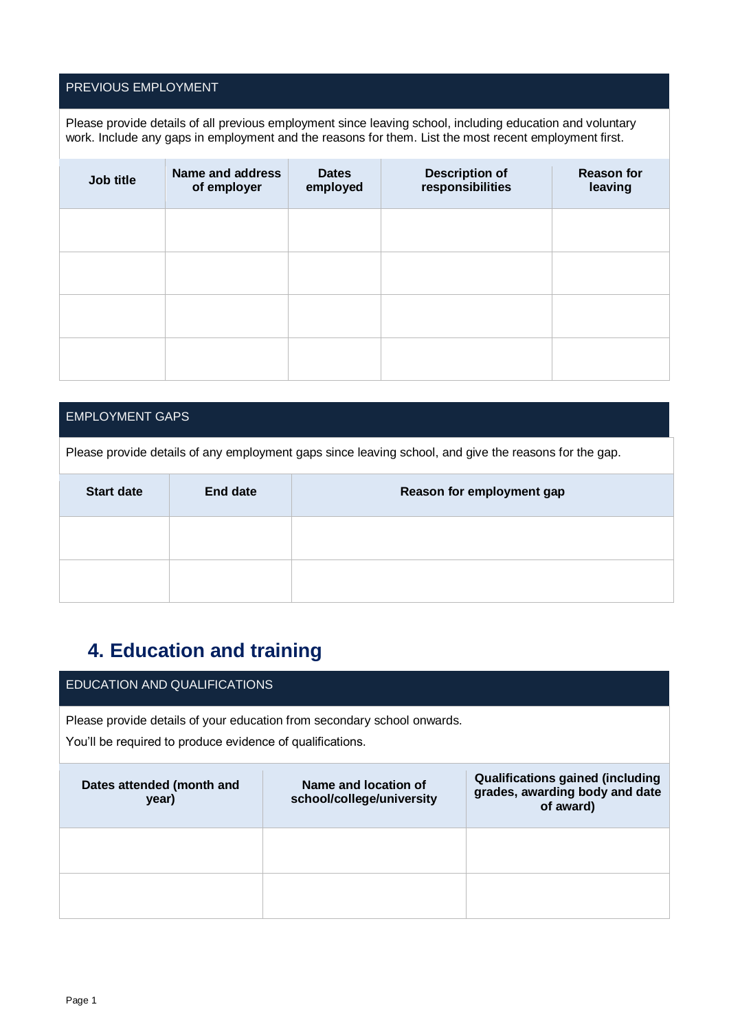### PREVIOUS EMPLOYMENT

Please provide details of all previous employment since leaving school, including education and voluntary work. Include any gaps in employment and the reasons for them. List the most recent employment first.

| Job title | Name and address of employer | Dates employed | Description of responsibilities | Reason for leaving |
|---|---|---|---|---|
| | | | | |
| | | | | |
| | | | | |
| | | | | |

### EMPLOYMENT GAPS

Please provide details of any employment gaps since leaving school, and give the reasons for the gap.

| Start date | End date | Reason for employment gap |
|---|---|---|
| | | |
| | | |

## 4. Education and training

### EDUCATION AND QUALIFICATIONS

Please provide details of your education from secondary school onwards.

You'll be required to produce evidence of qualifications.

| Dates attended (month and year) | Name and location of school/college/university | Qualifications gained (including grades, awarding body and date of award) |
|---|---|---|
| | | |
| | | |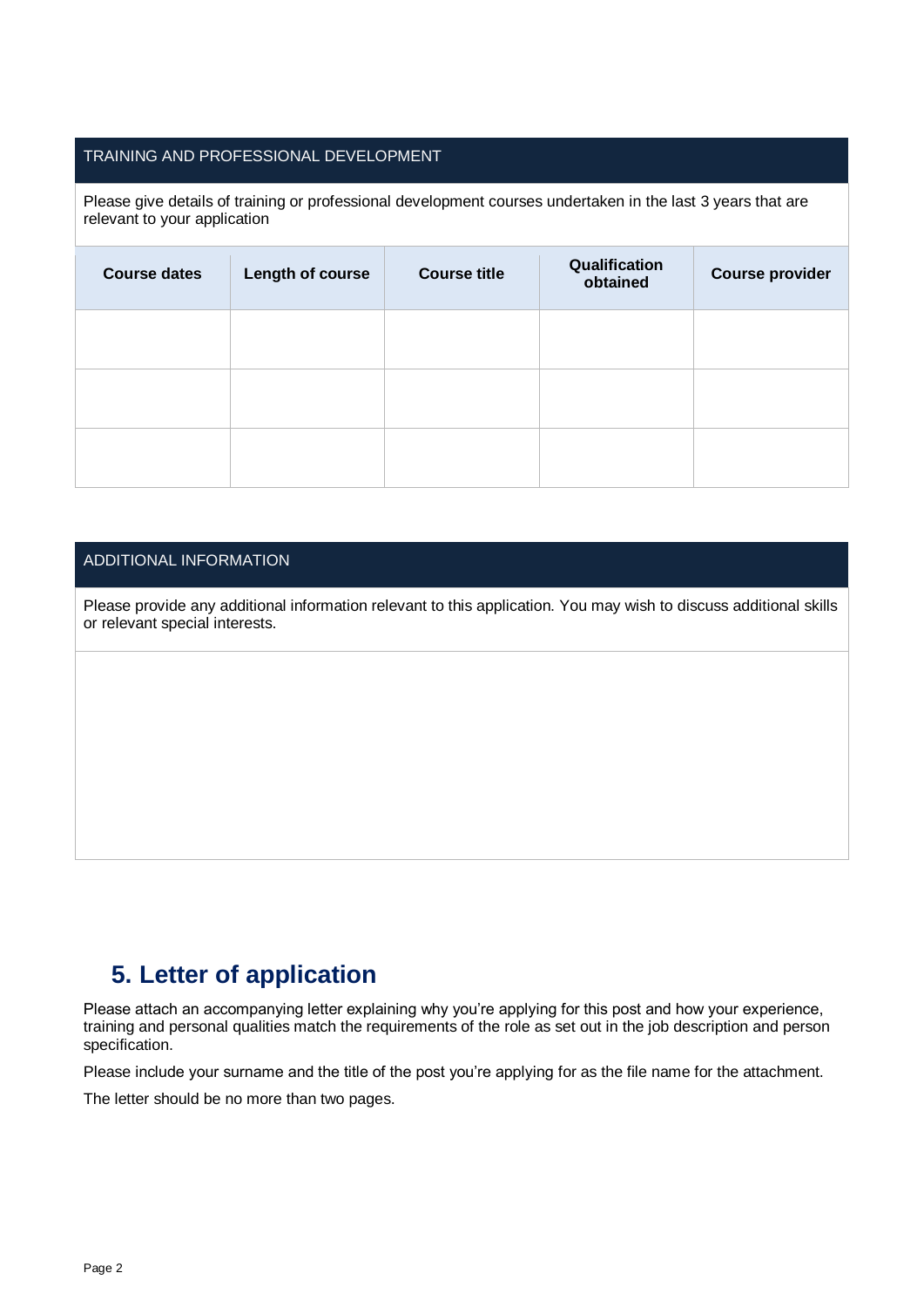### TRAINING AND PROFESSIONAL DEVELOPMENT

Please give details of training or professional development courses undertaken in the last 3 years that are relevant to your application

| Course dates | Length of course | Course title | Qualification obtained | Course provider |
|---|---|---|---|---|
| | | | | |
| | | | | |
| | | | | |

### ADDITIONAL INFORMATION

Please provide any additional information relevant to this application. You may wish to discuss additional skills or relevant special interests.

## 5. Letter of application

Please attach an accompanying letter explaining why you're applying for this post and how your experience, training and personal qualities match the requirements of the role as set out in the job description and person specification.

Please include your surname and the title of the post you're applying for as the file name for the attachment.

The letter should be no more than two pages.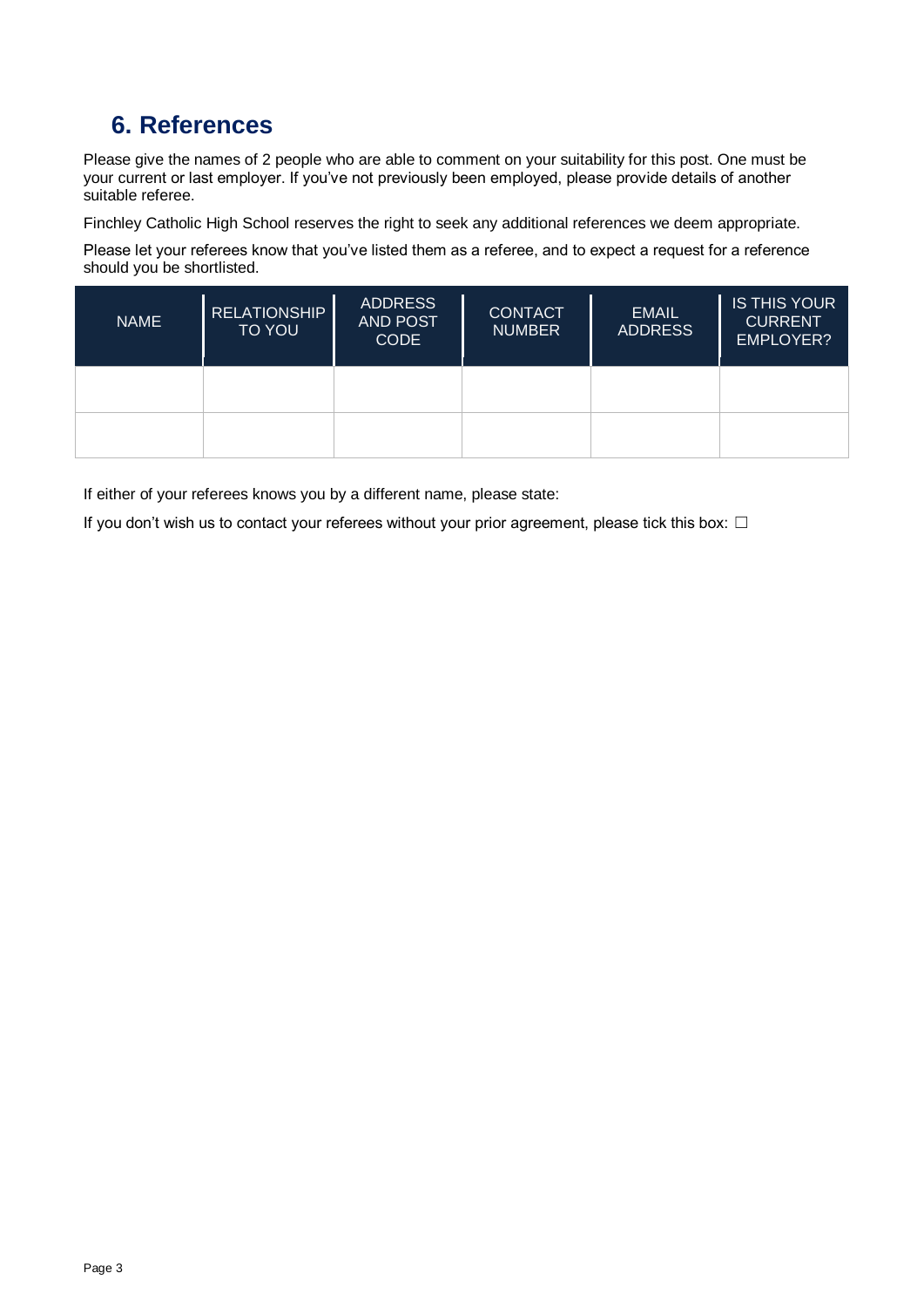## 6. References

Please give the names of 2 people who are able to comment on your suitability for this post. One must be your current or last employer. If you've not previously been employed, please provide details of another suitable referee.

Finchley Catholic High School reserves the right to seek any additional references we deem appropriate.

Please let your referees know that you've listed them as a referee, and to expect a request for a reference should you be shortlisted.

| NAME | RELATIONSHIP TO YOU | ADDRESS AND POST CODE | CONTACT NUMBER | EMAIL ADDRESS | IS THIS YOUR CURRENT EMPLOYER? |
|---|---|---|---|---|---|
| | | | | | |
| | | | | | |

If either of your referees knows you by a different name, please state:

If you don't wish us to contact your referees without your prior agreement, please tick this box: ☐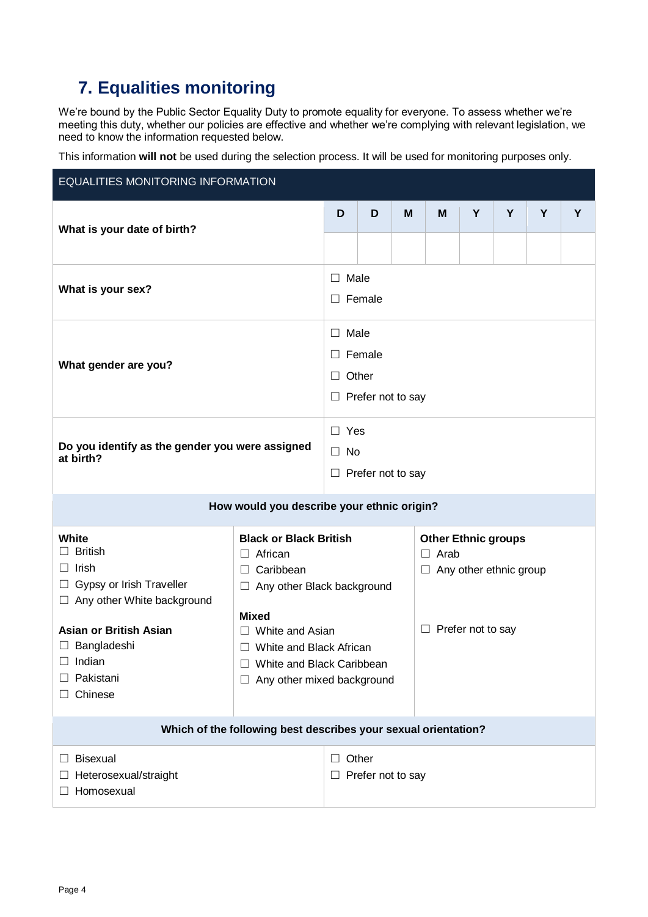## 7. Equalities monitoring

We're bound by the Public Sector Equality Duty to promote equality for everyone. To assess whether we're meeting this duty, whether our policies are effective and whether we're complying with relevant legislation, we need to know the information requested below.

This information **will not** be used during the selection process. It will be used for monitoring purposes only.

| EQUALITIES MONITORING INFORMATION | | | | | | | | |
|---|---|---|---|---|---|---|---|---|
| **What is your date of birth?** | D | D | M | M | Y | Y | Y | Y |
| | | | | | | | | |
| **What is your sex?** | ☐ Male<br>☐ Female | | | | | | | |
| **What gender are you?** | ☐ Male<br>☐ Female<br>☐ Other<br>☐ Prefer not to say | | | | | | | |
| **Do you identify as the gender you were assigned at birth?** | ☐ Yes<br>☐ No<br>☐ Prefer not to say | | | | | | | |

**How would you describe your ethnic origin?**

| | | |
|---|---|---|
| **White**<br>☐ British<br>☐ Irish<br>☐ Gypsy or Irish Traveller<br>☐ Any other White background | **Black or Black British**<br>☐ African<br>☐ Caribbean<br>☐ Any other Black background | **Other Ethnic groups**<br>☐ Arab<br>☐ Any other ethnic group |
| **Asian or British Asian**<br>☐ Bangladeshi<br>☐ Indian<br>☐ Pakistani<br>☐ Chinese | **Mixed**<br>☐ White and Asian<br>☐ White and Black African<br>☐ White and Black Caribbean<br>☐ Any other mixed background | ☐ Prefer not to say |

**Which of the following best describes your sexual orientation?**

| | |
|---|---|
| ☐ Bisexual<br>☐ Heterosexual/straight<br>☐ Homosexual | ☐ Other<br>☐ Prefer not to say |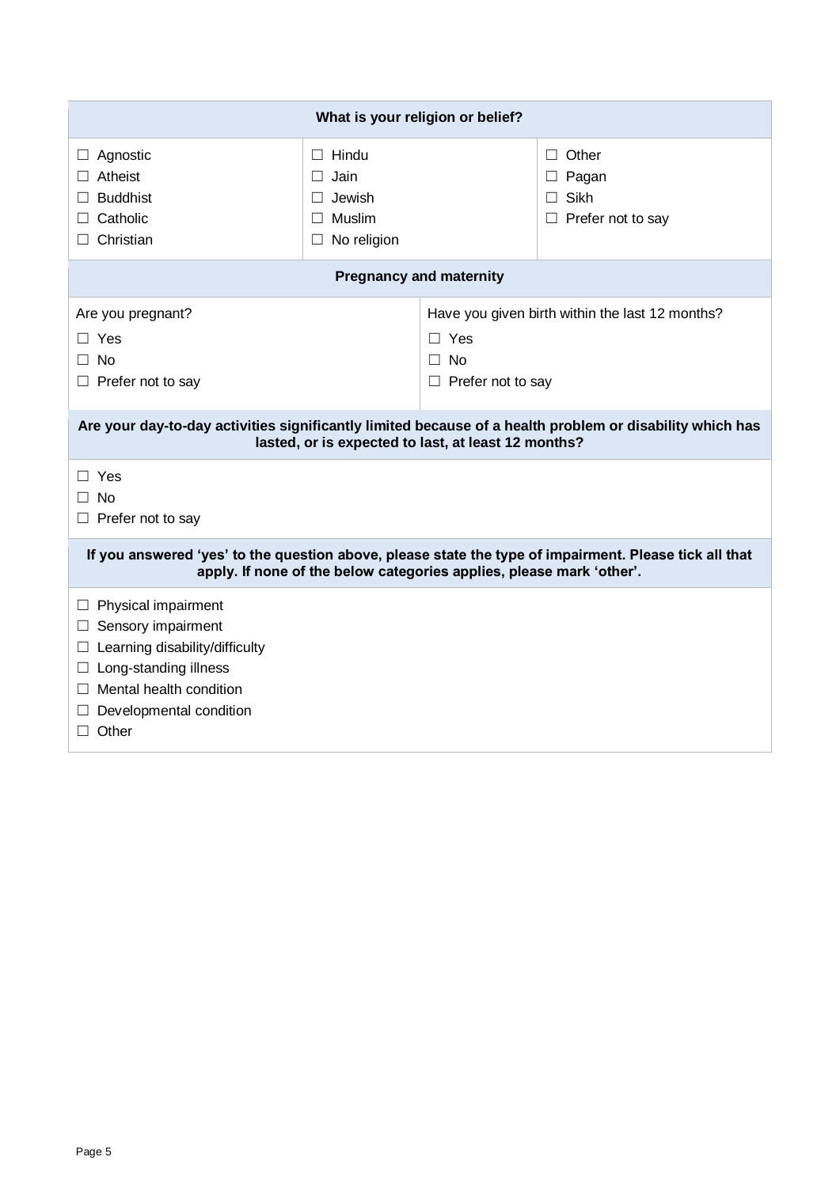**What is your religion or belief?**

| | | |
|---|---|---|
| ☐ Agnostic<br>☐ Atheist<br>☐ Buddhist<br>☐ Catholic<br>☐ Christian | ☐ Hindu<br>☐ Jain<br>☐ Jewish<br>☐ Muslim<br>☐ No religion | ☐ Other<br>☐ Pagan<br>☐ Sikh<br>☐ Prefer not to say |

**Pregnancy and maternity**

| Are you pregnant? | Have you given birth within the last 12 months? |
|---|---|
| ☐ Yes<br>☐ No<br>☐ Prefer not to say | ☐ Yes<br>☐ No<br>☐ Prefer not to say |

**Are your day-to-day activities significantly limited because of a health problem or disability which has lasted, or is expected to last, at least 12 months?**

☐ Yes
☐ No
☐ Prefer not to say

**If you answered 'yes' to the question above, please state the type of impairment. Please tick all that apply. If none of the below categories applies, please mark 'other'.**

☐ Physical impairment
☐ Sensory impairment
☐ Learning disability/difficulty
☐ Long-standing illness
☐ Mental health condition
☐ Developmental condition
☐ Other